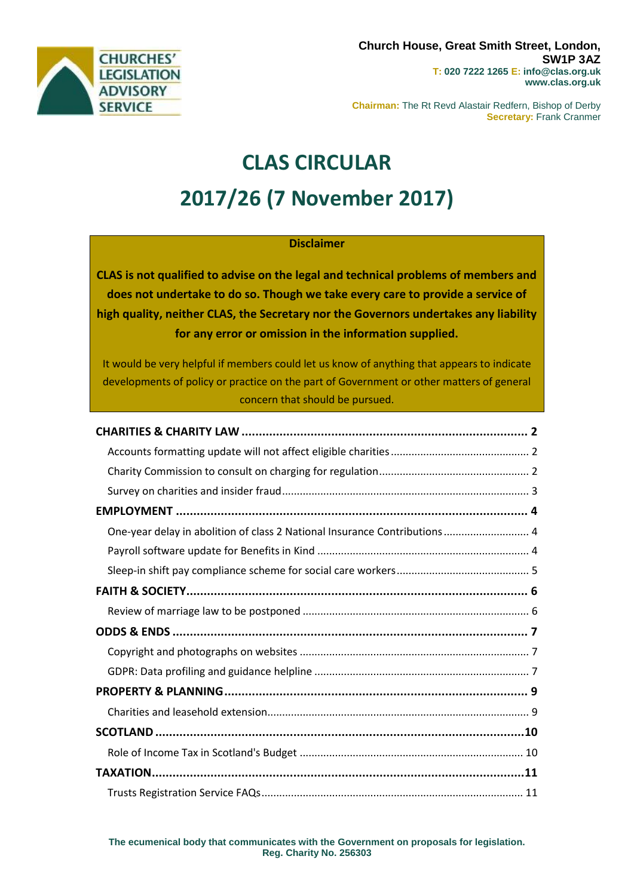CHURCHES' LEGISLATION ADVISORY SERVICE

**Church House, Great Smith Street, London, SW1P 3AZ**
**T: 020 7222 1265 E: info@clas.org.uk**
**www.clas.org.uk**

**Chairman:** The Rt Revd Alastair Redfern, Bishop of Derby
**Secretary:** Frank Cranmer

# CLAS CIRCULAR

# 2017/26 (7 November 2017)

**Disclaimer**

**CLAS is not qualified to advise on the legal and technical problems of members and does not undertake to do so. Though we take every care to provide a service of high quality, neither CLAS, the Secretary nor the Governors undertakes any liability for any error or omission in the information supplied.**

It would be very helpful if members could let us know of anything that appears to indicate developments of policy or practice on the part of Government or other matters of general concern that should be pursued.

**CHARITIES & CHARITY LAW** ..... 2
- Accounts formatting update will not affect eligible charities ..... 2
- Charity Commission to consult on charging for regulation ..... 2
- Survey on charities and insider fraud ..... 3

**EMPLOYMENT** ..... 4
- One-year delay in abolition of class 2 National Insurance Contributions ..... 4
- Payroll software update for Benefits in Kind ..... 4
- Sleep-in shift pay compliance scheme for social care workers ..... 5

**FAITH & SOCIETY** ..... 6
- Review of marriage law to be postponed ..... 6

**ODDS & ENDS** ..... 7
- Copyright and photographs on websites ..... 7
- GDPR: Data profiling and guidance helpline ..... 7

**PROPERTY & PLANNING** ..... 9
- Charities and leasehold extension ..... 9

**SCOTLAND** ..... 10
- Role of Income Tax in Scotland's Budget ..... 10

**TAXATION** ..... 11
- Trusts Registration Service FAQs ..... 11

**The ecumenical body that communicates with the Government on proposals for legislation.**
**Reg. Charity No. 256303**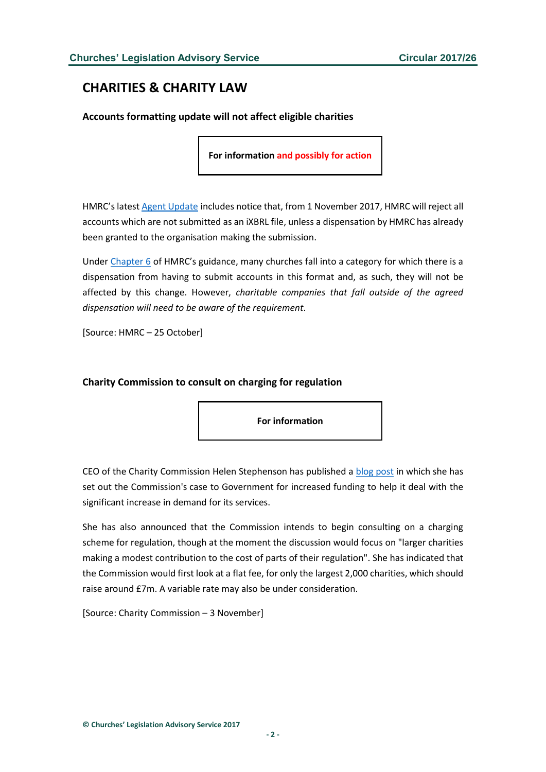## CHARITIES & CHARITY LAW

### Accounts formatting update will not affect eligible charities

**For information and possibly for action**

HMRC's latest Agent Update includes notice that, from 1 November 2017, HMRC will reject all accounts which are not submitted as an iXBRL file, unless a dispensation by HMRC has already been granted to the organisation making the submission.

Under Chapter 6 of HMRC's guidance, many churches fall into a category for which there is a dispensation from having to submit accounts in this format and, as such, they will not be affected by this change. However, *charitable companies that fall outside of the agreed dispensation will need to be aware of the requirement*.

[Source: HMRC – 25 October]

### Charity Commission to consult on charging for regulation

**For information**

CEO of the Charity Commission Helen Stephenson has published a blog post in which she has set out the Commission's case to Government for increased funding to help it deal with the significant increase in demand for its services.

She has also announced that the Commission intends to begin consulting on a charging scheme for regulation, though at the moment the discussion would focus on "larger charities making a modest contribution to the cost of parts of their regulation". She has indicated that the Commission would first look at a flat fee, for only the largest 2,000 charities, which should raise around £7m. A variable rate may also be under consideration.

[Source: Charity Commission – 3 November]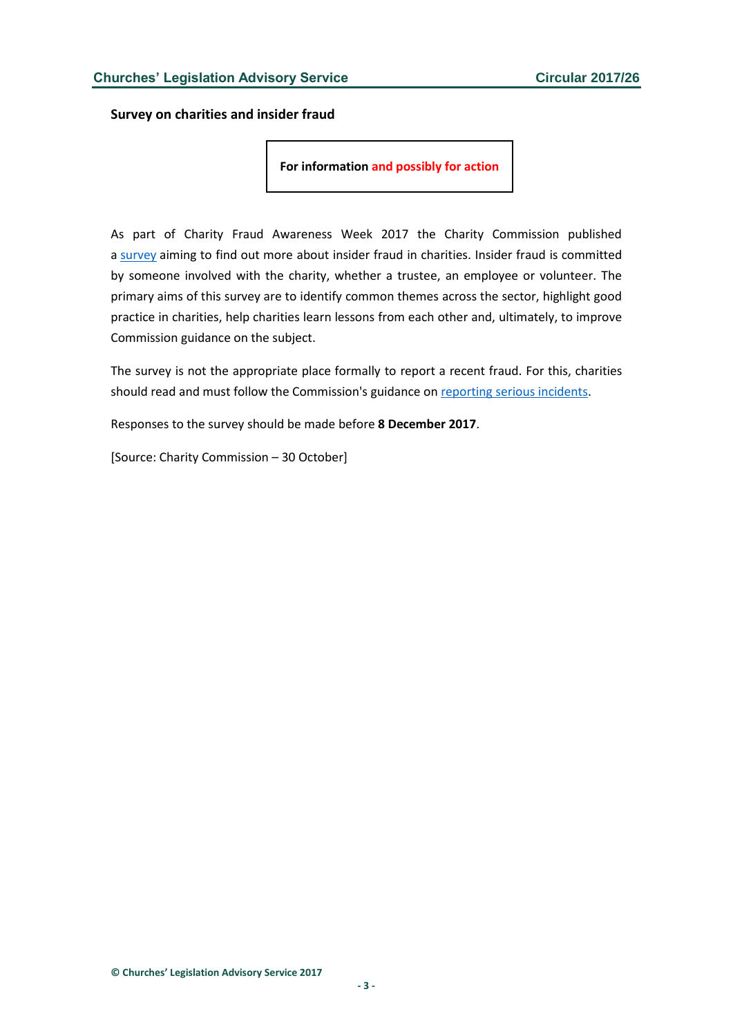### Survey on charities and insider fraud

**For information and possibly for action**

As part of Charity Fraud Awareness Week 2017 the Charity Commission published a survey aiming to find out more about insider fraud in charities. Insider fraud is committed by someone involved with the charity, whether a trustee, an employee or volunteer. The primary aims of this survey are to identify common themes across the sector, highlight good practice in charities, help charities learn lessons from each other and, ultimately, to improve Commission guidance on the subject.

The survey is not the appropriate place formally to report a recent fraud. For this, charities should read and must follow the Commission's guidance on reporting serious incidents.

Responses to the survey should be made before **8 December 2017**.

[Source: Charity Commission – 30 October]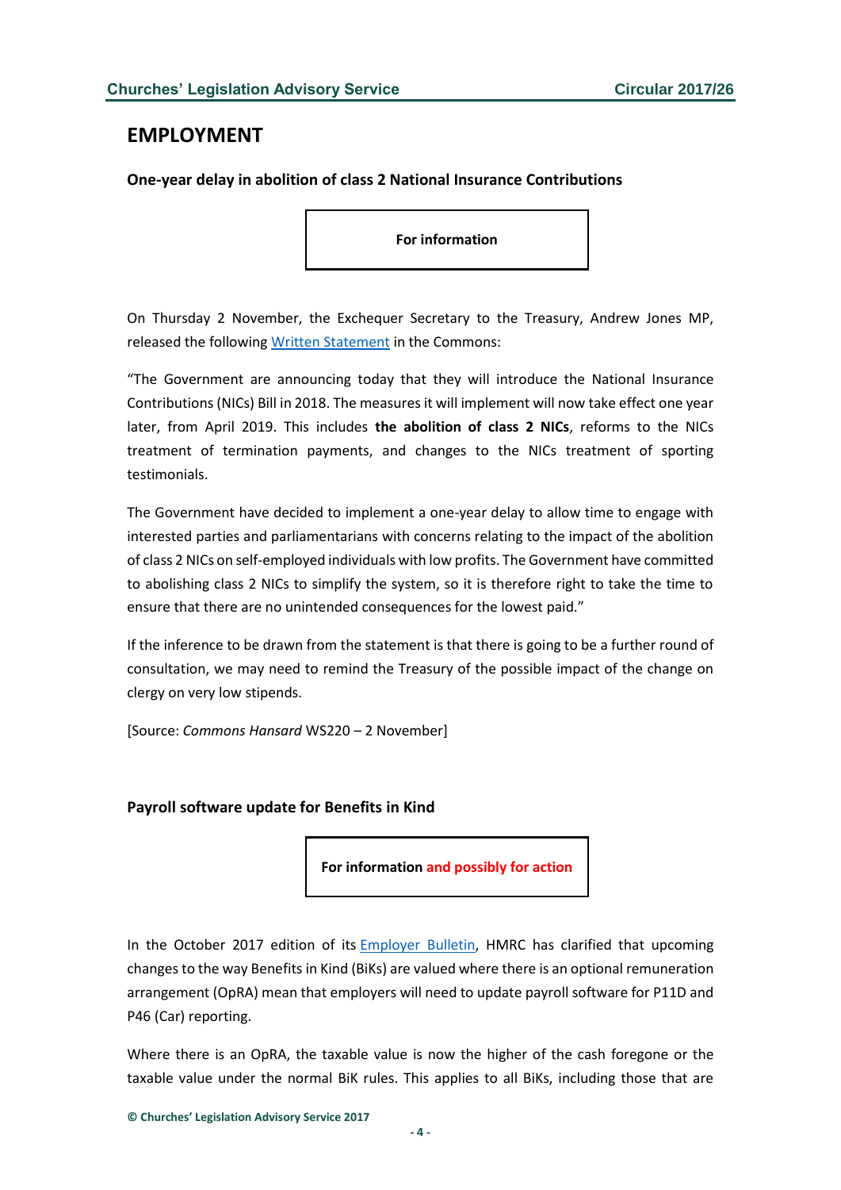# EMPLOYMENT

### One-year delay in abolition of class 2 National Insurance Contributions

**For information**

On Thursday 2 November, the Exchequer Secretary to the Treasury, Andrew Jones MP, released the following Written Statement in the Commons:

"The Government are announcing today that they will introduce the National Insurance Contributions (NICs) Bill in 2018. The measures it will implement will now take effect one year later, from April 2019. This includes **the abolition of class 2 NICs**, reforms to the NICs treatment of termination payments, and changes to the NICs treatment of sporting testimonials.

The Government have decided to implement a one-year delay to allow time to engage with interested parties and parliamentarians with concerns relating to the impact of the abolition of class 2 NICs on self-employed individuals with low profits. The Government have committed to abolishing class 2 NICs to simplify the system, so it is therefore right to take the time to ensure that there are no unintended consequences for the lowest paid."

If the inference to be drawn from the statement is that there is going to be a further round of consultation, we may need to remind the Treasury of the possible impact of the change on clergy on very low stipends.

[Source: *Commons Hansard* WS220 – 2 November]

### Payroll software update for Benefits in Kind

**For information and possibly for action**

In the October 2017 edition of its Employer Bulletin, HMRC has clarified that upcoming changes to the way Benefits in Kind (BiKs) are valued where there is an optional remuneration arrangement (OpRA) mean that employers will need to update payroll software for P11D and P46 (Car) reporting.

Where there is an OpRA, the taxable value is now the higher of the cash foregone or the taxable value under the normal BiK rules. This applies to all BiKs, including those that are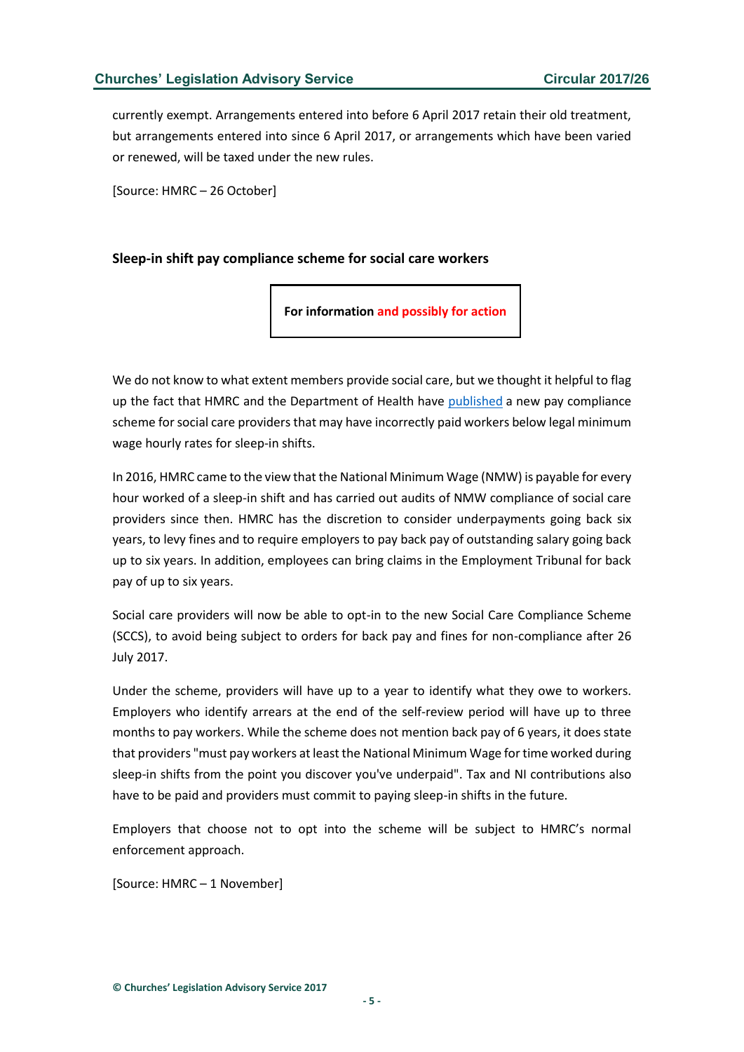currently exempt. Arrangements entered into before 6 April 2017 retain their old treatment, but arrangements entered into since 6 April 2017, or arrangements which have been varied or renewed, will be taxed under the new rules.

[Source: HMRC – 26 October]

### Sleep-in shift pay compliance scheme for social care workers

**For information and possibly for action**

We do not know to what extent members provide social care, but we thought it helpful to flag up the fact that HMRC and the Department of Health have published a new pay compliance scheme for social care providers that may have incorrectly paid workers below legal minimum wage hourly rates for sleep-in shifts.

In 2016, HMRC came to the view that the National Minimum Wage (NMW) is payable for every hour worked of a sleep-in shift and has carried out audits of NMW compliance of social care providers since then. HMRC has the discretion to consider underpayments going back six years, to levy fines and to require employers to pay back pay of outstanding salary going back up to six years. In addition, employees can bring claims in the Employment Tribunal for back pay of up to six years.

Social care providers will now be able to opt-in to the new Social Care Compliance Scheme (SCCS), to avoid being subject to orders for back pay and fines for non-compliance after 26 July 2017.

Under the scheme, providers will have up to a year to identify what they owe to workers. Employers who identify arrears at the end of the self-review period will have up to three months to pay workers. While the scheme does not mention back pay of 6 years, it does state that providers "must pay workers at least the National Minimum Wage for time worked during sleep-in shifts from the point you discover you've underpaid". Tax and NI contributions also have to be paid and providers must commit to paying sleep-in shifts in the future.

Employers that choose not to opt into the scheme will be subject to HMRC's normal enforcement approach.

[Source: HMRC – 1 November]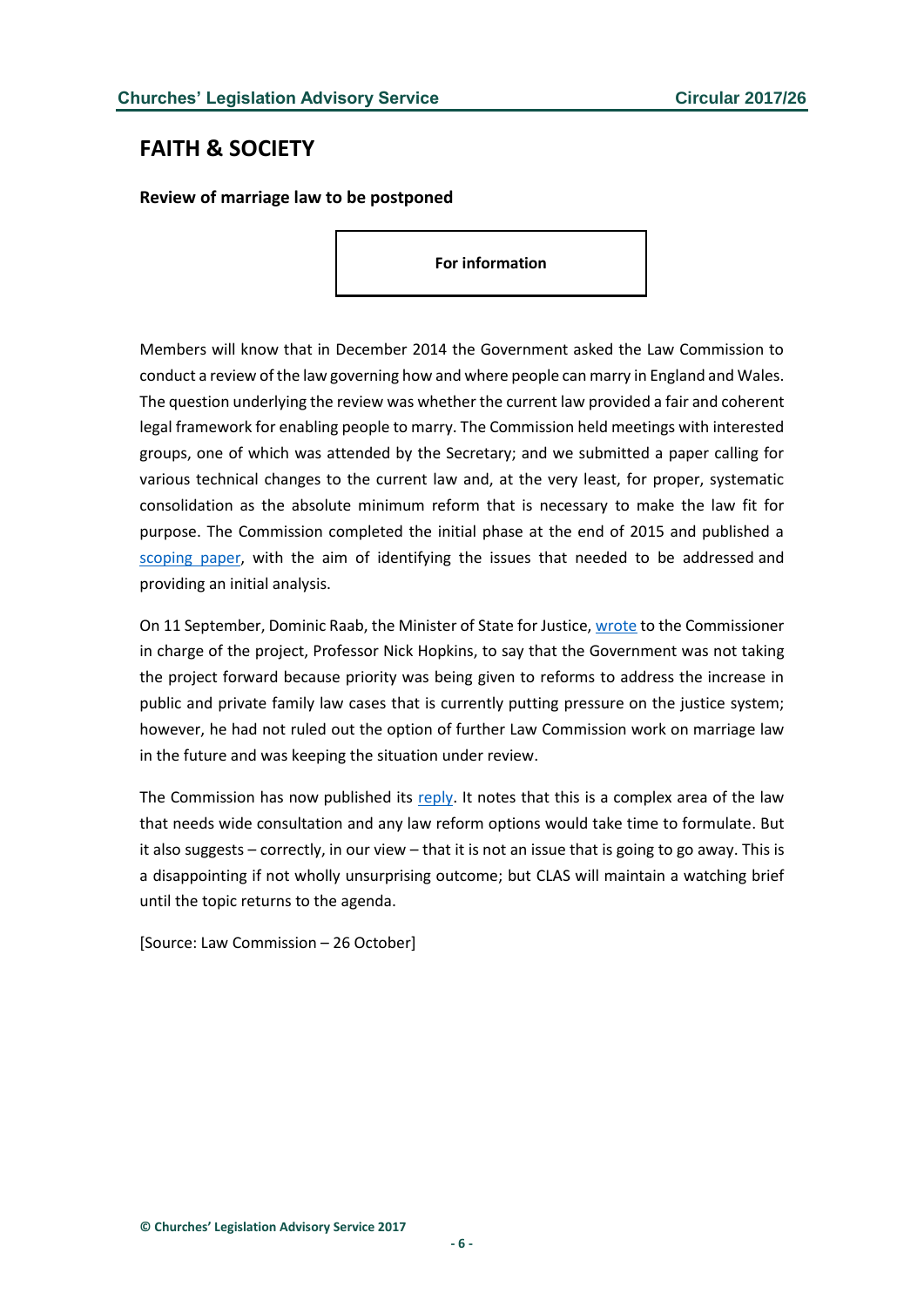## FAITH & SOCIETY

**Review of marriage law to be postponed**

**For information**

Members will know that in December 2014 the Government asked the Law Commission to conduct a review of the law governing how and where people can marry in England and Wales. The question underlying the review was whether the current law provided a fair and coherent legal framework for enabling people to marry. The Commission held meetings with interested groups, one of which was attended by the Secretary; and we submitted a paper calling for various technical changes to the current law and, at the very least, for proper, systematic consolidation as the absolute minimum reform that is necessary to make the law fit for purpose. The Commission completed the initial phase at the end of 2015 and published a scoping paper, with the aim of identifying the issues that needed to be addressed and providing an initial analysis.

On 11 September, Dominic Raab, the Minister of State for Justice, wrote to the Commissioner in charge of the project, Professor Nick Hopkins, to say that the Government was not taking the project forward because priority was being given to reforms to address the increase in public and private family law cases that is currently putting pressure on the justice system; however, he had not ruled out the option of further Law Commission work on marriage law in the future and was keeping the situation under review.

The Commission has now published its reply. It notes that this is a complex area of the law that needs wide consultation and any law reform options would take time to formulate. But it also suggests – correctly, in our view – that it is not an issue that is going to go away. This is a disappointing if not wholly unsurprising outcome; but CLAS will maintain a watching brief until the topic returns to the agenda.

[Source: Law Commission – 26 October]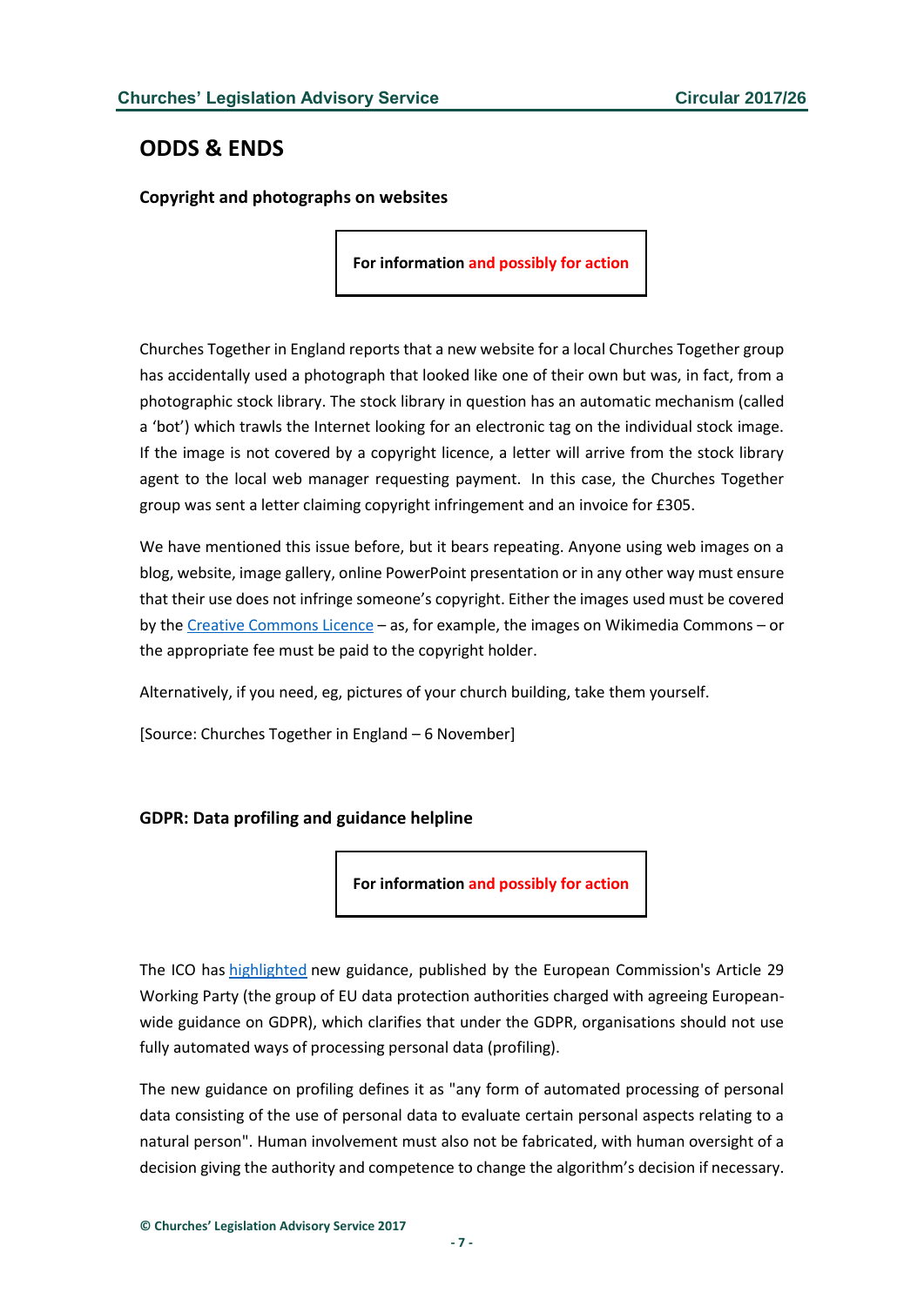## ODDS & ENDS

### Copyright and photographs on websites

**For information and possibly for action**

Churches Together in England reports that a new website for a local Churches Together group has accidentally used a photograph that looked like one of their own but was, in fact, from a photographic stock library. The stock library in question has an automatic mechanism (called a 'bot') which trawls the Internet looking for an electronic tag on the individual stock image. If the image is not covered by a copyright licence, a letter will arrive from the stock library agent to the local web manager requesting payment. In this case, the Churches Together group was sent a letter claiming copyright infringement and an invoice for £305.

We have mentioned this issue before, but it bears repeating. Anyone using web images on a blog, website, image gallery, online PowerPoint presentation or in any other way must ensure that their use does not infringe someone's copyright. Either the images used must be covered by the Creative Commons Licence – as, for example, the images on Wikimedia Commons – or the appropriate fee must be paid to the copyright holder.

Alternatively, if you need, eg, pictures of your church building, take them yourself.

[Source: Churches Together in England – 6 November]

### GDPR: Data profiling and guidance helpline

**For information and possibly for action**

The ICO has highlighted new guidance, published by the European Commission's Article 29 Working Party (the group of EU data protection authorities charged with agreeing European-wide guidance on GDPR), which clarifies that under the GDPR, organisations should not use fully automated ways of processing personal data (profiling).

The new guidance on profiling defines it as "any form of automated processing of personal data consisting of the use of personal data to evaluate certain personal aspects relating to a natural person". Human involvement must also not be fabricated, with human oversight of a decision giving the authority and competence to change the algorithm's decision if necessary.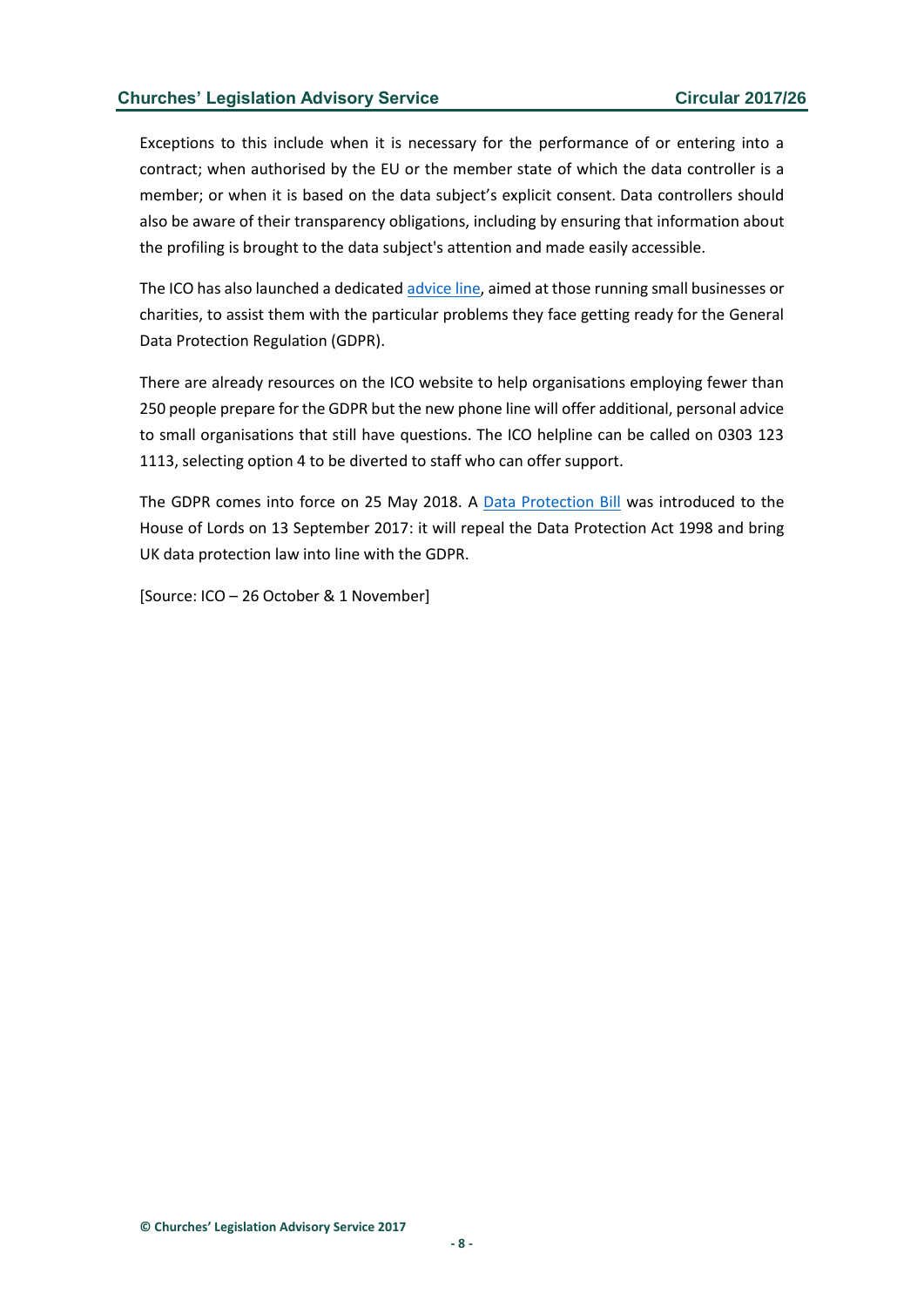Exceptions to this include when it is necessary for the performance of or entering into a contract; when authorised by the EU or the member state of which the data controller is a member; or when it is based on the data subject's explicit consent. Data controllers should also be aware of their transparency obligations, including by ensuring that information about the profiling is brought to the data subject's attention and made easily accessible.

The ICO has also launched a dedicated advice line, aimed at those running small businesses or charities, to assist them with the particular problems they face getting ready for the General Data Protection Regulation (GDPR).

There are already resources on the ICO website to help organisations employing fewer than 250 people prepare for the GDPR but the new phone line will offer additional, personal advice to small organisations that still have questions. The ICO helpline can be called on 0303 123 1113, selecting option 4 to be diverted to staff who can offer support.

The GDPR comes into force on 25 May 2018. A Data Protection Bill was introduced to the House of Lords on 13 September 2017: it will repeal the Data Protection Act 1998 and bring UK data protection law into line with the GDPR.

[Source: ICO – 26 October & 1 November]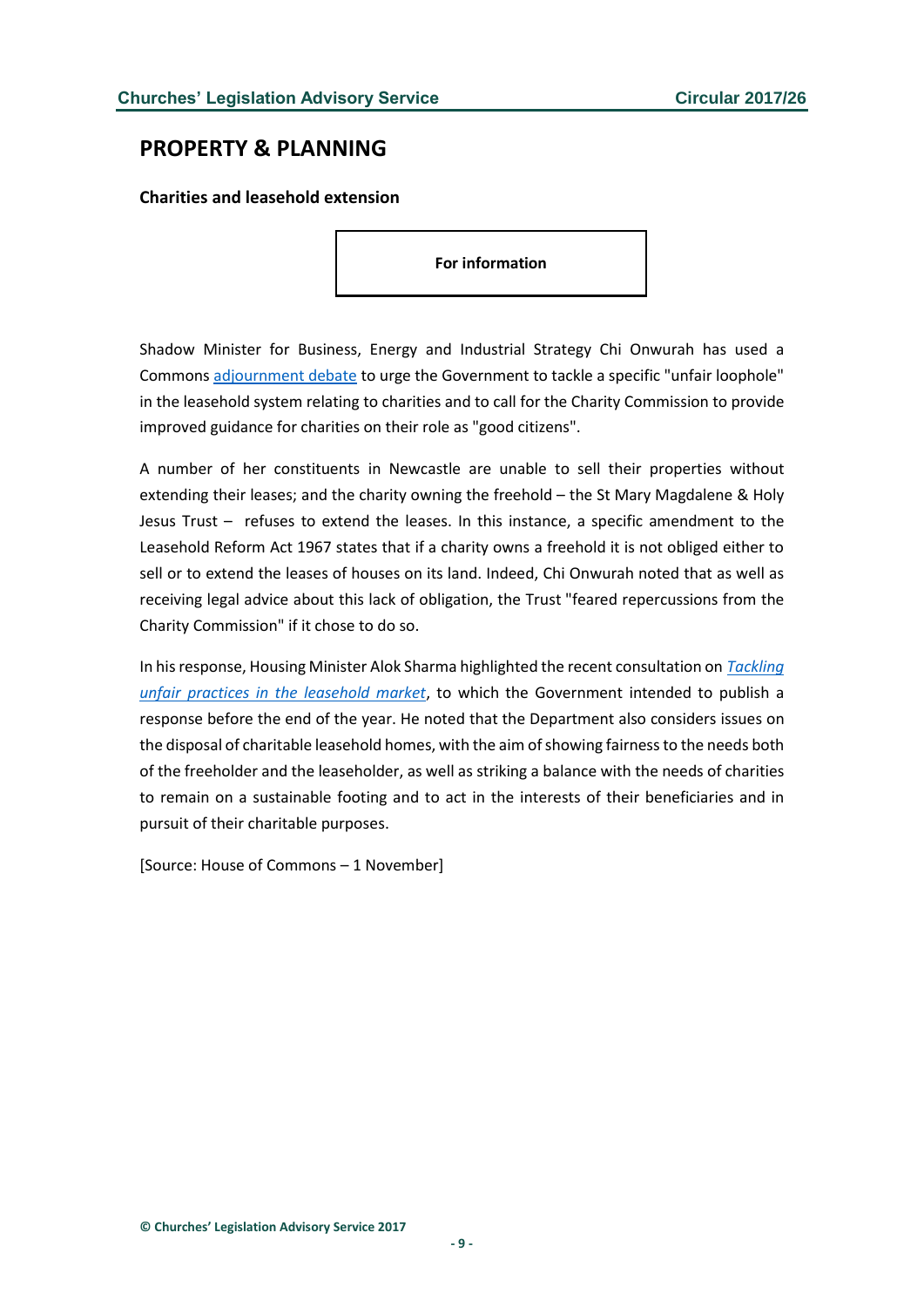## PROPERTY & PLANNING

### Charities and leasehold extension

**For information**

Shadow Minister for Business, Energy and Industrial Strategy Chi Onwurah has used a Commons adjournment debate to urge the Government to tackle a specific "unfair loophole" in the leasehold system relating to charities and to call for the Charity Commission to provide improved guidance for charities on their role as "good citizens".

A number of her constituents in Newcastle are unable to sell their properties without extending their leases; and the charity owning the freehold – the St Mary Magdalene & Holy Jesus Trust – refuses to extend the leases. In this instance, a specific amendment to the Leasehold Reform Act 1967 states that if a charity owns a freehold it is not obliged either to sell or to extend the leases of houses on its land. Indeed, Chi Onwurah noted that as well as receiving legal advice about this lack of obligation, the Trust "feared repercussions from the Charity Commission" if it chose to do so.

In his response, Housing Minister Alok Sharma highlighted the recent consultation on *Tackling unfair practices in the leasehold market*, to which the Government intended to publish a response before the end of the year. He noted that the Department also considers issues on the disposal of charitable leasehold homes, with the aim of showing fairness to the needs both of the freeholder and the leaseholder, as well as striking a balance with the needs of charities to remain on a sustainable footing and to act in the interests of their beneficiaries and in pursuit of their charitable purposes.

[Source: House of Commons – 1 November]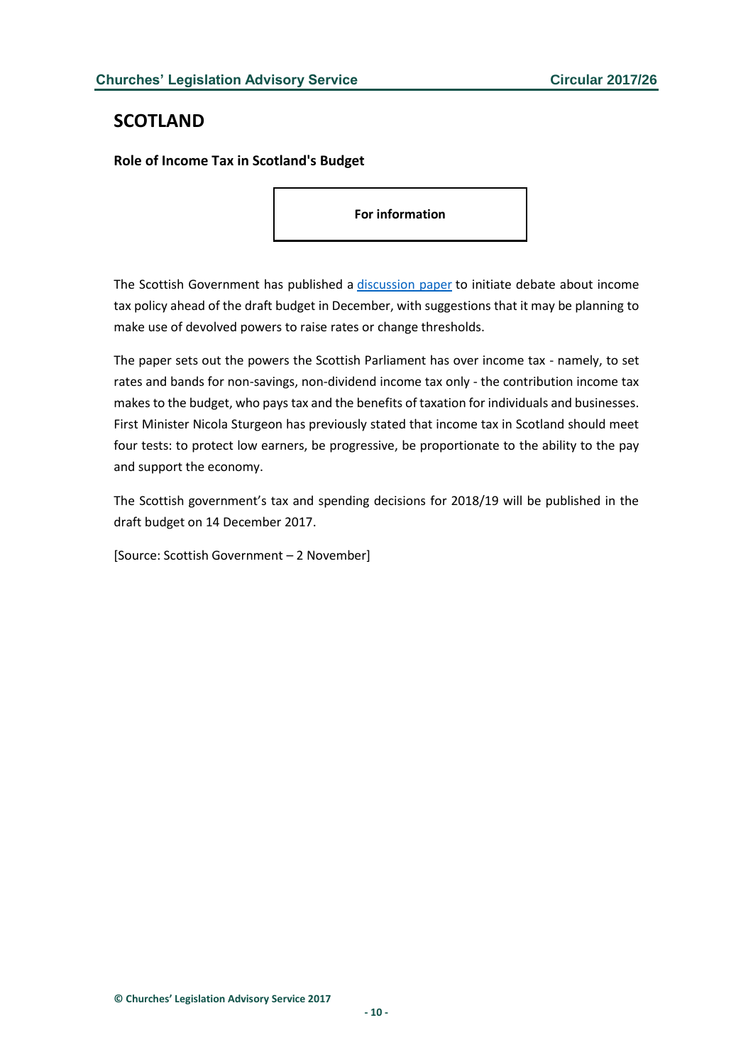## SCOTLAND

### Role of Income Tax in Scotland's Budget

**For information**

The Scottish Government has published a discussion paper to initiate debate about income tax policy ahead of the draft budget in December, with suggestions that it may be planning to make use of devolved powers to raise rates or change thresholds.

The paper sets out the powers the Scottish Parliament has over income tax - namely, to set rates and bands for non-savings, non-dividend income tax only - the contribution income tax makes to the budget, who pays tax and the benefits of taxation for individuals and businesses. First Minister Nicola Sturgeon has previously stated that income tax in Scotland should meet four tests: to protect low earners, be progressive, be proportionate to the ability to the pay and support the economy.

The Scottish government's tax and spending decisions for 2018/19 will be published in the draft budget on 14 December 2017.

[Source: Scottish Government – 2 November]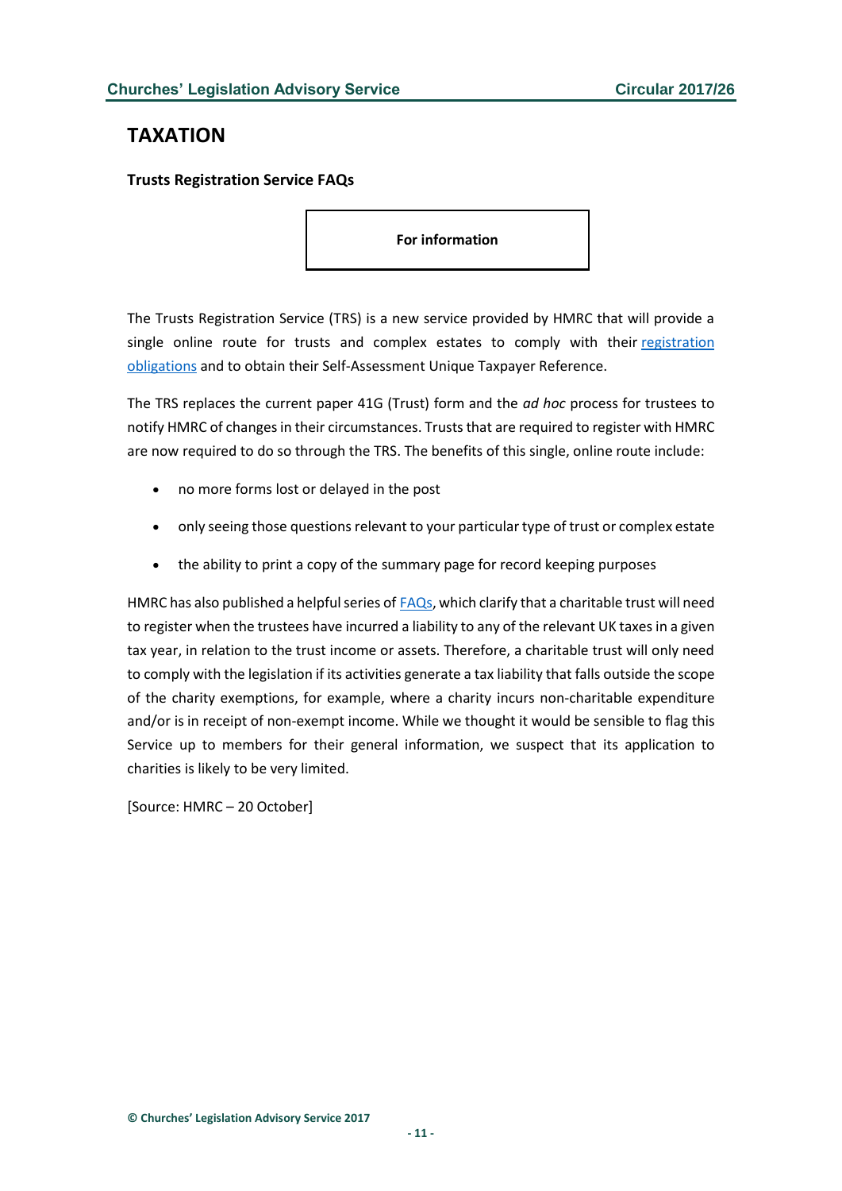## TAXATION

### Trusts Registration Service FAQs

**For information**

The Trusts Registration Service (TRS) is a new service provided by HMRC that will provide a single online route for trusts and complex estates to comply with their registration obligations and to obtain their Self-Assessment Unique Taxpayer Reference.

The TRS replaces the current paper 41G (Trust) form and the *ad hoc* process for trustees to notify HMRC of changes in their circumstances. Trusts that are required to register with HMRC are now required to do so through the TRS. The benefits of this single, online route include:

- no more forms lost or delayed in the post
- only seeing those questions relevant to your particular type of trust or complex estate
- the ability to print a copy of the summary page for record keeping purposes

HMRC has also published a helpful series of FAQs, which clarify that a charitable trust will need to register when the trustees have incurred a liability to any of the relevant UK taxes in a given tax year, in relation to the trust income or assets. Therefore, a charitable trust will only need to comply with the legislation if its activities generate a tax liability that falls outside the scope of the charity exemptions, for example, where a charity incurs non-charitable expenditure and/or is in receipt of non-exempt income. While we thought it would be sensible to flag this Service up to members for their general information, we suspect that its application to charities is likely to be very limited.

[Source: HMRC – 20 October]